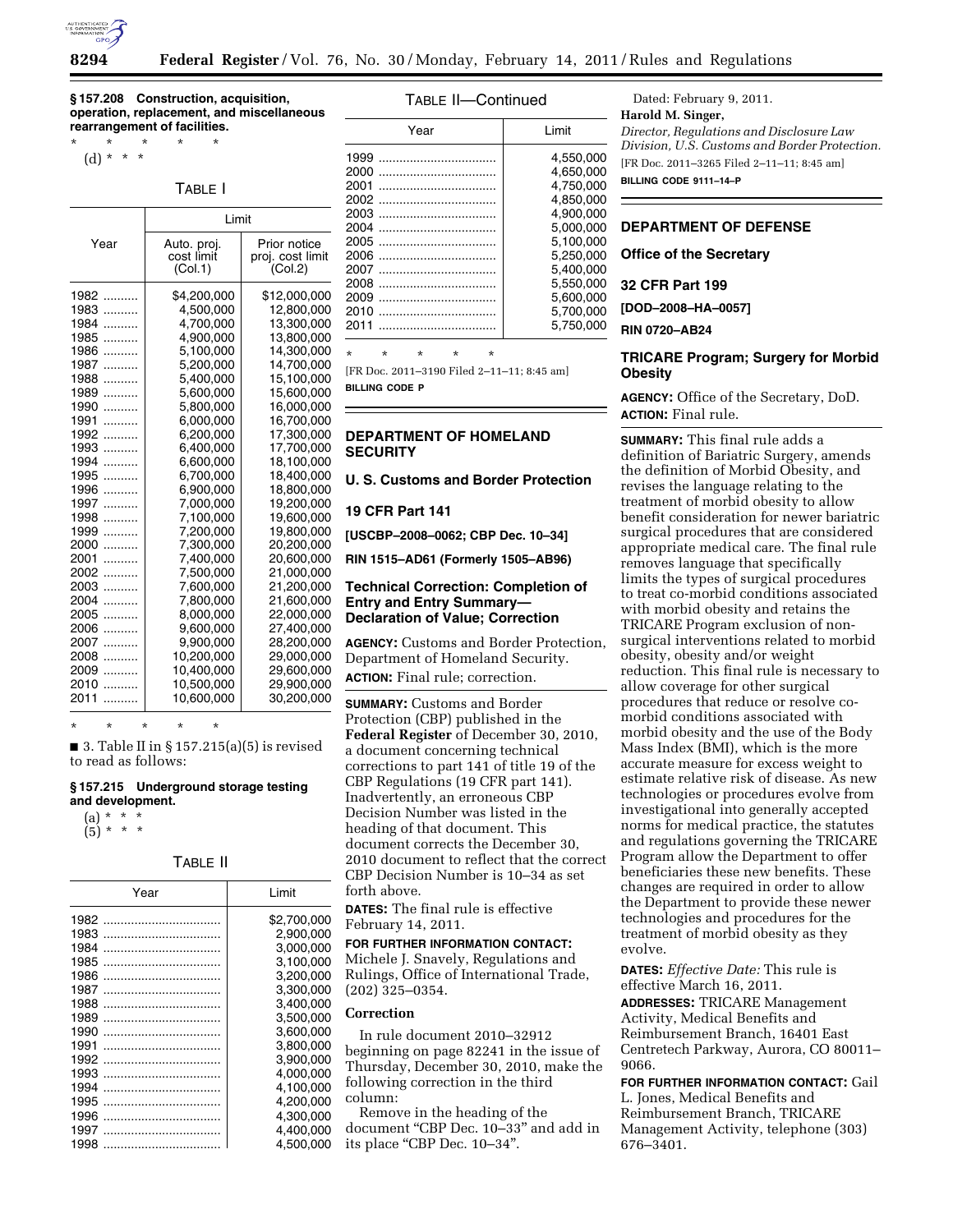**§ 157.208 Construction, acquisition, operation, replacement, and miscellaneous rearrangement of facilities.**

\* \* \* \* \*

(d) \* \* \*

TABLE I

| Year | Limit | |
|---|---|---|
| | Auto. proj. cost limit (Col.1) | Prior notice proj. cost limit (Col.2) |
| 1982 | $4,200,000 | $12,000,000 |
| 1983 | 4,500,000 | 12,800,000 |
| 1984 | 4,700,000 | 13,300,000 |
| 1985 | 4,900,000 | 13,800,000 |
| 1986 | 5,100,000 | 14,300,000 |
| 1987 | 5,200,000 | 14,700,000 |
| 1988 | 5,400,000 | 15,100,000 |
| 1989 | 5,600,000 | 15,600,000 |
| 1990 | 5,800,000 | 16,000,000 |
| 1991 | 6,000,000 | 16,700,000 |
| 1992 | 6,200,000 | 17,300,000 |
| 1993 | 6,400,000 | 17,700,000 |
| 1994 | 6,600,000 | 18,100,000 |
| 1995 | 6,700,000 | 18,400,000 |
| 1996 | 6,900,000 | 18,800,000 |
| 1997 | 7,000,000 | 19,200,000 |
| 1998 | 7,100,000 | 19,600,000 |
| 1999 | 7,200,000 | 19,800,000 |
| 2000 | 7,300,000 | 20,200,000 |
| 2001 | 7,400,000 | 20,600,000 |
| 2002 | 7,500,000 | 21,000,000 |
| 2003 | 7,600,000 | 21,200,000 |
| 2004 | 7,800,000 | 21,600,000 |
| 2005 | 8,000,000 | 22,000,000 |
| 2006 | 9,600,000 | 27,400,000 |
| 2007 | 9,900,000 | 28,200,000 |
| 2008 | 10,200,000 | 29,000,000 |
| 2009 | 10,400,000 | 29,600,000 |
| 2010 | 10,500,000 | 29,900,000 |
| 2011 | 10,600,000 | 30,200,000 |

\* \* \* \* \*

■ 3. Table II in § 157.215(a)(5) is revised to read as follows:

**§ 157.215 Underground storage testing and development.**

(a) \* \* \*

(5) \* \* \*

TABLE II

| Year | Limit |
|---|---|
| 1982 | $2,700,000 |
| 1983 | 2,900,000 |
| 1984 | 3,000,000 |
| 1985 | 3,100,000 |
| 1986 | 3,200,000 |
| 1987 | 3,300,000 |
| 1988 | 3,400,000 |
| 1989 | 3,500,000 |
| 1990 | 3,600,000 |
| 1991 | 3,800,000 |
| 1992 | 3,900,000 |
| 1993 | 4,000,000 |
| 1994 | 4,100,000 |
| 1995 | 4,200,000 |
| 1996 | 4,300,000 |
| 1997 | 4,400,000 |
| 1998 | 4,500,000 |
| 1999 | 4,550,000 |
| 2000 | 4,650,000 |
| 2001 | 4,750,000 |
| 2002 | 4,850,000 |
| 2003 | 4,900,000 |
| 2004 | 5,000,000 |
| 2005 | 5,100,000 |
| 2006 | 5,250,000 |
| 2007 | 5,400,000 |
| 2008 | 5,550,000 |
| 2009 | 5,600,000 |
| 2010 | 5,700,000 |
| 2011 | 5,750,000 |

\* \* \* \* \*

[FR Doc. 2011–3190 Filed 2–11–11; 8:45 am]

**BILLING CODE P**

## DEPARTMENT OF HOMELAND SECURITY

### U. S. Customs and Border Protection

### 19 CFR Part 141

**[USCBP–2008–0062; CBP Dec. 10–34]**

**RIN 1515–AD61 (Formerly 1505–AB96)**

### Technical Correction: Completion of Entry and Entry Summary—Declaration of Value; Correction

**AGENCY:** Customs and Border Protection, Department of Homeland Security.

**ACTION:** Final rule; correction.

**SUMMARY:** Customs and Border Protection (CBP) published in the **Federal Register** of December 30, 2010, a document concerning technical corrections to part 141 of title 19 of the CBP Regulations (19 CFR part 141). Inadvertently, an erroneous CBP Decision Number was listed in the heading of that document. This document corrects the December 30, 2010 document to reflect that the correct CBP Decision Number is 10–34 as set forth above.

**DATES:** The final rule is effective February 14, 2011.

**FOR FURTHER INFORMATION CONTACT:** Michele J. Snavely, Regulations and Rulings, Office of International Trade, (202) 325–0354.

**Correction**

In rule document 2010–32912 beginning on page 82241 in the issue of Thursday, December 30, 2010, make the following correction in the third column:

Remove in the heading of the document "CBP Dec. 10–33" and add in its place "CBP Dec. 10–34".

Dated: February 9, 2011.

**Harold M. Singer,**

*Director, Regulations and Disclosure Law Division, U.S. Customs and Border Protection.*

[FR Doc. 2011–3265 Filed 2–11–11; 8:45 am]

**BILLING CODE 9111–14–P**

## DEPARTMENT OF DEFENSE

### Office of the Secretary

### 32 CFR Part 199

**[DOD–2008–HA–0057]**

**RIN 0720–AB24**

### TRICARE Program; Surgery for Morbid Obesity

**AGENCY:** Office of the Secretary, DoD.

**ACTION:** Final rule.

**SUMMARY:** This final rule adds a definition of Bariatric Surgery, amends the definition of Morbid Obesity, and revises the language relating to the treatment of morbid obesity to allow benefit consideration for newer bariatric surgical procedures that are considered appropriate medical care. The final rule removes language that specifically limits the types of surgical procedures to treat co-morbid conditions associated with morbid obesity and retains the TRICARE Program exclusion of non-surgical interventions related to morbid obesity, obesity and/or weight reduction. This final rule is necessary to allow coverage for other surgical procedures that reduce or resolve co-morbid conditions associated with morbid obesity and the use of the Body Mass Index (BMI), which is the more accurate measure for excess weight to estimate relative risk of disease. As new technologies or procedures evolve from investigational into generally accepted norms for medical practice, the statutes and regulations governing the TRICARE Program allow the Department to offer beneficiaries these new benefits. These changes are required in order to allow the Department to provide these newer technologies and procedures for the treatment of morbid obesity as they evolve.

**DATES:** *Effective Date:* This rule is effective March 16, 2011.

**ADDRESSES:** TRICARE Management Activity, Medical Benefits and Reimbursement Branch, 16401 East Centretech Parkway, Aurora, CO 80011–9066.

**FOR FURTHER INFORMATION CONTACT:** Gail L. Jones, Medical Benefits and Reimbursement Branch, TRICARE Management Activity, telephone (303) 676–3401.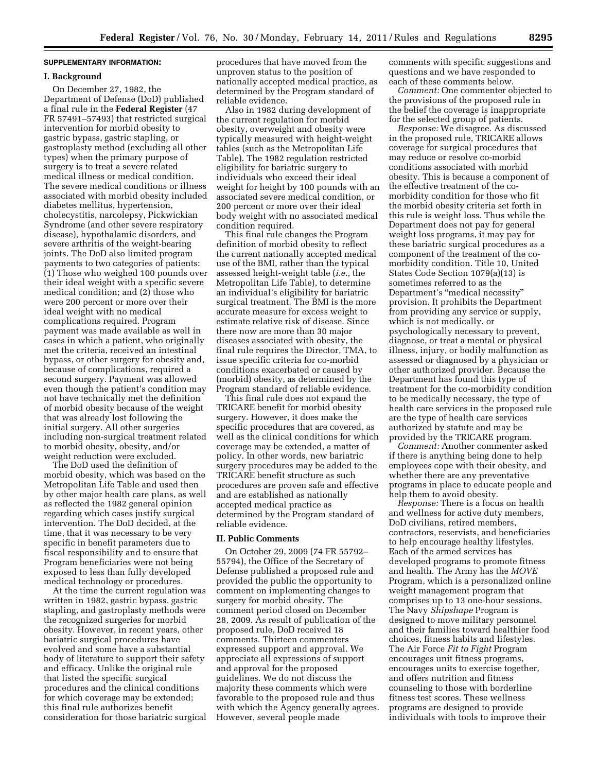## SUPPLEMENTARY INFORMATION:

### I. Background

On December 27, 1982, the Department of Defense (DoD) published a final rule in the **Federal Register** (47 FR 57491–57493) that restricted surgical intervention for morbid obesity to gastric bypass, gastric stapling, or gastroplasty method (excluding all other types) when the primary purpose of surgery is to treat a severe related medical illness or medical condition. The severe medical conditions or illness associated with morbid obesity included diabetes mellitus, hypertension, cholecystitis, narcolepsy, Pickwickian Syndrome (and other severe respiratory disease), hypothalamic disorders, and severe arthritis of the weight-bearing joints. The DoD also limited program payments to two categories of patients: (1) Those who weighed 100 pounds over their ideal weight with a specific severe medical condition; and (2) those who were 200 percent or more over their ideal weight with no medical complications required. Program payment was made available as well in cases in which a patient, who originally met the criteria, received an intestinal bypass, or other surgery for obesity and, because of complications, required a second surgery. Payment was allowed even though the patient's condition may not have technically met the definition of morbid obesity because of the weight that was already lost following the initial surgery. All other surgeries including non-surgical treatment related to morbid obesity, obesity, and/or weight reduction were excluded.

The DoD used the definition of morbid obesity, which was based on the Metropolitan Life Table and used then by other major health care plans, as well as reflected the 1982 general opinion regarding which cases justify surgical intervention. The DoD decided, at the time, that it was necessary to be very specific in benefit parameters due to fiscal responsibility and to ensure that Program beneficiaries were not being exposed to less than fully developed medical technology or procedures.

At the time the current regulation was written in 1982, gastric bypass, gastric stapling, and gastroplasty methods were the recognized surgeries for morbid obesity. However, in recent years, other bariatric surgical procedures have evolved and some have a substantial body of literature to support their safety and efficacy. Unlike the original rule that listed the specific surgical procedures and the clinical conditions for which coverage may be extended; this final rule authorizes benefit consideration for those bariatric surgical procedures that have moved from the unproven status to the position of nationally accepted medical practice, as determined by the Program standard of reliable evidence.

Also in 1982 during development of the current regulation for morbid obesity, overweight and obesity were typically measured with height-weight tables (such as the Metropolitan Life Table). The 1982 regulation restricted eligibility for bariatric surgery to individuals who exceed their ideal weight for height by 100 pounds with an associated severe medical condition, or 200 percent or more over their ideal body weight with no associated medical condition required.

This final rule changes the Program definition of morbid obesity to reflect the current nationally accepted medical use of the BMI, rather than the typical assessed height-weight table (*i.e.,* the Metropolitan Life Table), to determine an individual's eligibility for bariatric surgical treatment. The BMI is the more accurate measure for excess weight to estimate relative risk of disease. Since there now are more than 30 major diseases associated with obesity, the final rule requires the Director, TMA, to issue specific criteria for co-morbid conditions exacerbated or caused by (morbid) obesity, as determined by the Program standard of reliable evidence.

This final rule does not expand the TRICARE benefit for morbid obesity surgery. However, it does make the specific procedures that are covered, as well as the clinical conditions for which coverage may be extended, a matter of policy. In other words, new bariatric surgery procedures may be added to the TRICARE benefit structure as such procedures are proven safe and effective and are established as nationally accepted medical practice as determined by the Program standard of reliable evidence.

### II. Public Comments

On October 29, 2009 (74 FR 55792–55794), the Office of the Secretary of Defense published a proposed rule and provided the public the opportunity to comment on implementing changes to surgery for morbid obesity. The comment period closed on December 28, 2009. As result of publication of the proposed rule, DoD received 18 comments. Thirteen commenters expressed support and approval. We appreciate all expressions of support and approval for the proposed guidelines. We do not discuss the majority these comments which were favorable to the proposed rule and thus with which the Agency generally agrees. However, several people made comments with specific suggestions and questions and we have responded to each of these comments below.

*Comment:* One commenter objected to the provisions of the proposed rule in the belief the coverage is inappropriate for the selected group of patients.

*Response:* We disagree. As discussed in the proposed rule, TRICARE allows coverage for surgical procedures that may reduce or resolve co-morbid conditions associated with morbid obesity. This is because a component of the effective treatment of the co-morbidity condition for those who fit the morbid obesity criteria set forth in this rule is weight loss. Thus while the Department does not pay for general weight loss programs, it may pay for these bariatric surgical procedures as a component of the treatment of the co-morbidity condition. Title 10, United States Code Section 1079(a)(13) is sometimes referred to as the Department's "medical necessity" provision. It prohibits the Department from providing any service or supply, which is not medically, or psychologically necessary to prevent, diagnose, or treat a mental or physical illness, injury, or bodily malfunction as assessed or diagnosed by a physician or other authorized provider. Because the Department has found this type of treatment for the co-morbidity condition to be medically necessary, the type of health care services in the proposed rule are the type of health care services authorized by statute and may be provided by the TRICARE program.

*Comment:* Another commenter asked if there is anything being done to help employees cope with their obesity, and whether there are any preventative programs in place to educate people and help them to avoid obesity.

*Response:* There is a focus on health and wellness for active duty members, DoD civilians, retired members, contractors, reservists, and beneficiaries to help encourage healthy lifestyles. Each of the armed services has developed programs to promote fitness and health. The Army has the *MOVE* Program, which is a personalized online weight management program that comprises up to 13 one-hour sessions. The Navy *Shipshape* Program is designed to move military personnel and their families toward healthier food choices, fitness habits and lifestyles. The Air Force *Fit to Fight* Program encourages unit fitness programs, encourages units to exercise together, and offers nutrition and fitness counseling to those with borderline fitness test scores. These wellness programs are designed to provide individuals with tools to improve their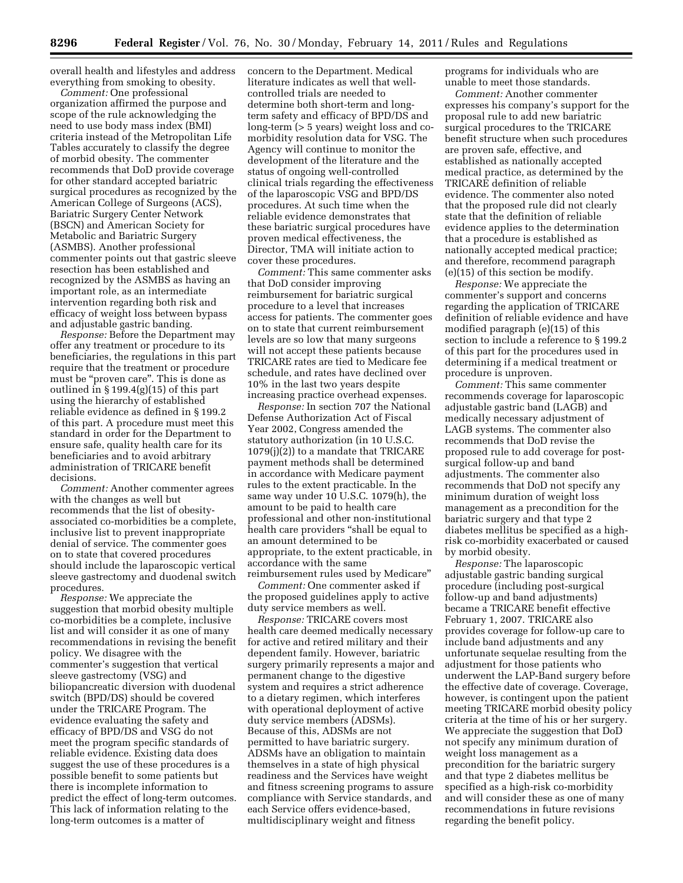overall health and lifestyles and address everything from smoking to obesity.

*Comment:* One professional organization affirmed the purpose and scope of the rule acknowledging the need to use body mass index (BMI) criteria instead of the Metropolitan Life Tables accurately to classify the degree of morbid obesity. The commenter recommends that DoD provide coverage for other standard accepted bariatric surgical procedures as recognized by the American College of Surgeons (ACS), Bariatric Surgery Center Network (BSCN) and American Society for Metabolic and Bariatric Surgery (ASMBS). Another professional commenter points out that gastric sleeve resection has been established and recognized by the ASMBS as having an important role, as an intermediate intervention regarding both risk and efficacy of weight loss between bypass and adjustable gastric banding.

*Response:* Before the Department may offer any treatment or procedure to its beneficiaries, the regulations in this part require that the treatment or procedure must be "proven care". This is done as outlined in § 199.4(g)(15) of this part using the hierarchy of established reliable evidence as defined in § 199.2 of this part. A procedure must meet this standard in order for the Department to ensure safe, quality health care for its beneficiaries and to avoid arbitrary administration of TRICARE benefit decisions.

*Comment:* Another commenter agrees with the changes as well but recommends that the list of obesity-associated co-morbidities be a complete, inclusive list to prevent inappropriate denial of service. The commenter goes on to state that covered procedures should include the laparoscopic vertical sleeve gastrectomy and duodenal switch procedures.

*Response:* We appreciate the suggestion that morbid obesity multiple co-morbidities be a complete, inclusive list and will consider it as one of many recommendations in revising the benefit policy. We disagree with the commenter's suggestion that vertical sleeve gastrectomy (VSG) and biliopancreatic diversion with duodenal switch (BPD/DS) should be covered under the TRICARE Program. The evidence evaluating the safety and efficacy of BPD/DS and VSG do not meet the program specific standards of reliable evidence. Existing data does suggest the use of these procedures is a possible benefit to some patients but there is incomplete information to predict the effect of long-term outcomes. This lack of information relating to the long-term outcomes is a matter of concern to the Department. Medical literature indicates as well that well-controlled trials are needed to determine both short-term and long-term safety and efficacy of BPD/DS and long-term (> 5 years) weight loss and co-morbidity resolution data for VSG. The Agency will continue to monitor the development of the literature and the status of ongoing well-controlled clinical trials regarding the effectiveness of the laparoscopic VSG and BPD/DS procedures. At such time when the reliable evidence demonstrates that these bariatric surgical procedures have proven medical effectiveness, the Director, TMA will initiate action to cover these procedures.

*Comment:* This same commenter asks that DoD consider improving reimbursement for bariatric surgical procedure to a level that increases access for patients. The commenter goes on to state that current reimbursement levels are so low that many surgeons will not accept these patients because TRICARE rates are tied to Medicare fee schedule, and rates have declined over 10% in the last two years despite increasing practice overhead expenses.

*Response:* In section 707 the National Defense Authorization Act of Fiscal Year 2002, Congress amended the statutory authorization (in 10 U.S.C. 1079(j)(2)) to a mandate that TRICARE payment methods shall be determined in accordance with Medicare payment rules to the extent practicable. In the same way under 10 U.S.C. 1079(h), the amount to be paid to health care professional and other non-institutional health care providers "shall be equal to an amount determined to be appropriate, to the extent practicable, in accordance with the same reimbursement rules used by Medicare"

*Comment:* One commenter asked if the proposed guidelines apply to active duty service members as well.

*Response:* TRICARE covers most health care deemed medically necessary for active and retired military and their dependent family. However, bariatric surgery primarily represents a major and permanent change to the digestive system and requires a strict adherence to a dietary regimen, which interferes with operational deployment of active duty service members (ADSMs). Because of this, ADSMs are not permitted to have bariatric surgery. ADSMs have an obligation to maintain themselves in a state of high physical readiness and the Services have weight and fitness screening programs to assure compliance with Service standards, and each Service offers evidence-based, multidisciplinary weight and fitness programs for individuals who are unable to meet those standards.

*Comment:* Another commenter expresses his company's support for the proposal rule to add new bariatric surgical procedures to the TRICARE benefit structure when such procedures are proven safe, effective, and established as nationally accepted medical practice, as determined by the TRICARE definition of reliable evidence. The commenter also noted that the proposed rule did not clearly state that the definition of reliable evidence applies to the determination that a procedure is established as nationally accepted medical practice; and therefore, recommend paragraph (e)(15) of this section be modify.

*Response:* We appreciate the commenter's support and concerns regarding the application of TRICARE definition of reliable evidence and have modified paragraph (e)(15) of this section to include a reference to § 199.2 of this part for the procedures used in determining if a medical treatment or procedure is unproven.

*Comment:* This same commenter recommends coverage for laparoscopic adjustable gastric band (LAGB) and medically necessary adjustment of LAGB systems. The commenter also recommends that DoD revise the proposed rule to add coverage for post-surgical follow-up and band adjustments. The commenter also recommends that DoD not specify any minimum duration of weight loss management as a precondition for the bariatric surgery and that type 2 diabetes mellitus be specified as a high-risk co-morbidity exacerbated or caused by morbid obesity.

*Response:* The laparoscopic adjustable gastric banding surgical procedure (including post-surgical follow-up and band adjustments) became a TRICARE benefit effective February 1, 2007. TRICARE also provides coverage for follow-up care to include band adjustments and any unfortunate sequelae resulting from the adjustment for those patients who underwent the LAP-Band surgery before the effective date of coverage. Coverage, however, is contingent upon the patient meeting TRICARE morbid obesity policy criteria at the time of his or her surgery. We appreciate the suggestion that DoD not specify any minimum duration of weight loss management as a precondition for the bariatric surgery and that type 2 diabetes mellitus be specified as a high-risk co-morbidity and will consider these as one of many recommendations in future revisions regarding the benefit policy.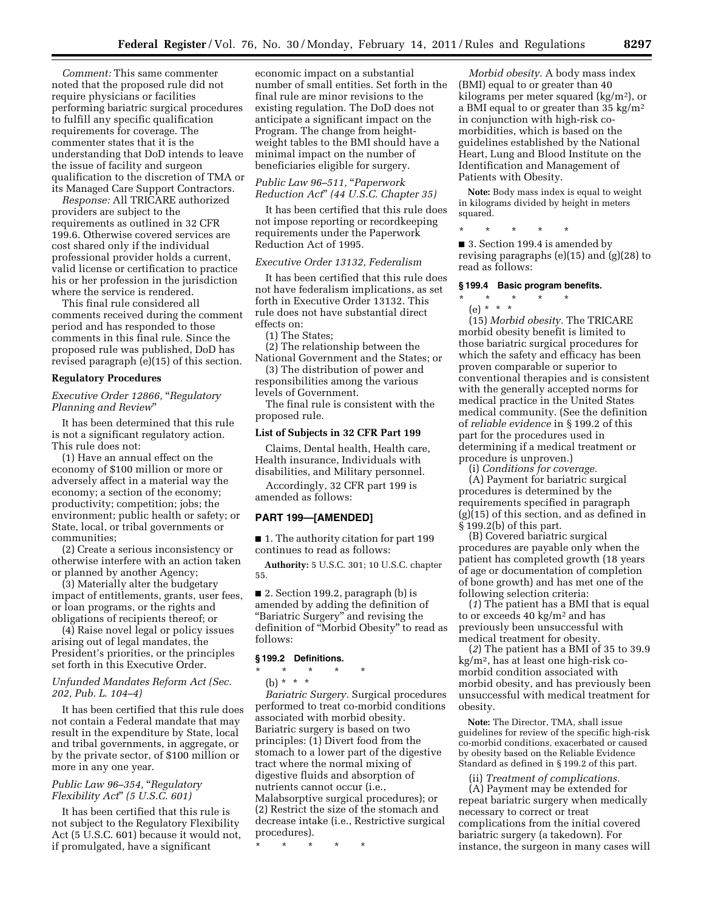*Comment:* This same commenter noted that the proposed rule did not require physicians or facilities performing bariatric surgical procedures to fulfill any specific qualification requirements for coverage. The commenter states that it is the understanding that DoD intends to leave the issue of facility and surgeon qualification to the discretion of TMA or its Managed Care Support Contractors.

*Response:* All TRICARE authorized providers are subject to the requirements as outlined in 32 CFR 199.6. Otherwise covered services are cost shared only if the individual professional provider holds a current, valid license or certification to practice his or her profession in the jurisdiction where the service is rendered.

This final rule considered all comments received during the comment period and has responded to those comments in this final rule. Since the proposed rule was published, DoD has revised paragraph (e)(15) of this section.

**Regulatory Procedures**

*Executive Order 12866, "Regulatory Planning and Review"*

It has been determined that this rule is not a significant regulatory action. This rule does not:

(1) Have an annual effect on the economy of $100 million or more or adversely affect in a material way the economy; a section of the economy; productivity; competition; jobs; the environment; public health or safety; or State, local, or tribal governments or communities;

(2) Create a serious inconsistency or otherwise interfere with an action taken or planned by another Agency;

(3) Materially alter the budgetary impact of entitlements, grants, user fees, or loan programs, or the rights and obligations of recipients thereof; or

(4) Raise novel legal or policy issues arising out of legal mandates, the President's priorities, or the principles set forth in this Executive Order.

*Unfunded Mandates Reform Act (Sec. 202, Pub. L. 104–4)*

It has been certified that this rule does not contain a Federal mandate that may result in the expenditure by State, local and tribal governments, in aggregate, or by the private sector, of $100 million or more in any one year.

*Public Law 96–354, "Regulatory Flexibility Act" (5 U.S.C. 601)*

It has been certified that this rule is not subject to the Regulatory Flexibility Act (5 U.S.C. 601) because it would not, if promulgated, have a significant economic impact on a substantial number of small entities. Set forth in the final rule are minor revisions to the existing regulation. The DoD does not anticipate a significant impact on the Program. The change from height-weight tables to the BMI should have a minimal impact on the number of beneficiaries eligible for surgery.

*Public Law 96–511, "Paperwork Reduction Act" (44 U.S.C. Chapter 35)*

It has been certified that this rule does not impose reporting or recordkeeping requirements under the Paperwork Reduction Act of 1995.

*Executive Order 13132, Federalism*

It has been certified that this rule does not have federalism implications, as set forth in Executive Order 13132. This rule does not have substantial direct effects on:

(1) The States;

(2) The relationship between the National Government and the States; or

(3) The distribution of power and responsibilities among the various levels of Government.

The final rule is consistent with the proposed rule.

**List of Subjects in 32 CFR Part 199**

Claims, Dental health, Health care, Health insurance, Individuals with disabilities, and Military personnel.

Accordingly, 32 CFR part 199 is amended as follows:

**PART 199—[AMENDED]**

■ 1. The authority citation for part 199 continues to read as follows:

**Authority:** 5 U.S.C. 301; 10 U.S.C. chapter 55.

■ 2. Section 199.2, paragraph (b) is amended by adding the definition of "Bariatric Surgery" and revising the definition of "Morbid Obesity" to read as follows:

**§ 199.2 Definitions.**

\* \* \* \* \*

(b) \* \* \*

*Bariatric Surgery.* Surgical procedures performed to treat co-morbid conditions associated with morbid obesity. Bariatric surgery is based on two principles: (1) Divert food from the stomach to a lower part of the digestive tract where the normal mixing of digestive fluids and absorption of nutrients cannot occur (i.e., Malabsorptive surgical procedures); or (2) Restrict the size of the stomach and decrease intake (i.e., Restrictive surgical procedures).

\* \* \* \* \*

*Morbid obesity.* A body mass index (BMI) equal to or greater than 40 kilograms per meter squared (kg/m$^2$), or a BMI equal to or greater than 35 kg/m$^2$ in conjunction with high-risk co-morbidities, which is based on the guidelines established by the National Heart, Lung and Blood Institute on the Identification and Management of Patients with Obesity.

**Note:** Body mass index is equal to weight in kilograms divided by height in meters squared.

\* \* \* \* \*

■ 3. Section 199.4 is amended by revising paragraphs (e)(15) and (g)(28) to read as follows:

**§ 199.4 Basic program benefits.**

\* \* \* \* \*

(e) \* \* \*

(15) *Morbid obesity.* The TRICARE morbid obesity benefit is limited to those bariatric surgical procedures for which the safety and efficacy has been proven comparable or superior to conventional therapies and is consistent with the generally accepted norms for medical practice in the United States medical community. (See the definition of *reliable evidence* in § 199.2 of this part for the procedures used in determining if a medical treatment or procedure is unproven.)

(i) *Conditions for coverage.*

(A) Payment for bariatric surgical procedures is determined by the requirements specified in paragraph (g)(15) of this section, and as defined in § 199.2(b) of this part.

(B) Covered bariatric surgical procedures are payable only when the patient has completed growth (18 years of age or documentation of completion of bone growth) and has met one of the following selection criteria:

(*1*) The patient has a BMI that is equal to or exceeds 40 kg/m$^2$ and has previously been unsuccessful with medical treatment for obesity.

(*2*) The patient has a BMI of 35 to 39.9 kg/m$^2$, has at least one high-risk co-morbid condition associated with morbid obesity, and has previously been unsuccessful with medical treatment for obesity.

**Note:** The Director, TMA, shall issue guidelines for review of the specific high-risk co-morbid conditions, exacerbated or caused by obesity based on the Reliable Evidence Standard as defined in § 199.2 of this part.

(ii) *Treatment of complications.*

(A) Payment may be extended for repeat bariatric surgery when medically necessary to correct or treat complications from the initial covered bariatric surgery (a takedown). For instance, the surgeon in many cases will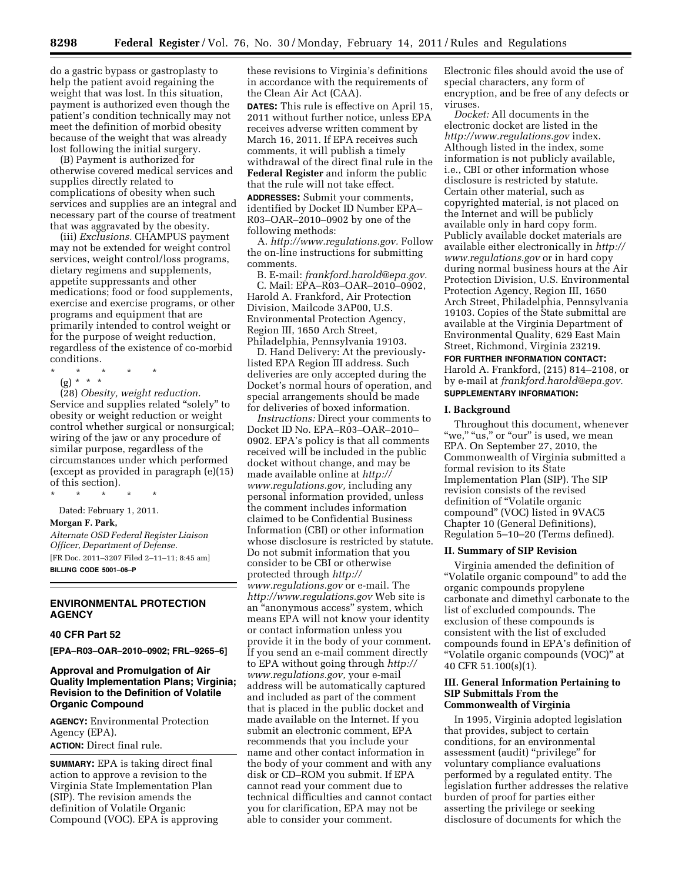do a gastric bypass or gastroplasty to help the patient avoid regaining the weight that was lost. In this situation, payment is authorized even though the patient's condition technically may not meet the definition of morbid obesity because of the weight that was already lost following the initial surgery.

(B) Payment is authorized for otherwise covered medical services and supplies directly related to complications of obesity when such services and supplies are an integral and necessary part of the course of treatment that was aggravated by the obesity.

(iii) *Exclusions.* CHAMPUS payment may not be extended for weight control services, weight control/loss programs, dietary regimens and supplements, appetite suppressants and other medications; food or food supplements, exercise and exercise programs, or other programs and equipment that are primarily intended to control weight or for the purpose of weight reduction, regardless of the existence of co-morbid conditions.

\* \* \* \* \*

(g) \* \* \*

(28) *Obesity, weight reduction.* Service and supplies related "solely" to obesity or weight reduction or weight control whether surgical or nonsurgical; wiring of the jaw or any procedure of similar purpose, regardless of the circumstances under which performed (except as provided in paragraph (e)(15) of this section).

\* \* \* \* \*

Dated: February 1, 2011.

**Morgan F. Park,**

*Alternate OSD Federal Register Liaison Officer, Department of Defense.*

[FR Doc. 2011–3207 Filed 2–11–11; 8:45 am]

**BILLING CODE 5001–06–P**

## ENVIRONMENTAL PROTECTION AGENCY

### 40 CFR Part 52

**[EPA–R03–OAR–2010–0902; FRL–9265–6]**

### Approval and Promulgation of Air Quality Implementation Plans; Virginia; Revision to the Definition of Volatile Organic Compound

**AGENCY:** Environmental Protection Agency (EPA).

**ACTION:** Direct final rule.

**SUMMARY:** EPA is taking direct final action to approve a revision to the Virginia State Implementation Plan (SIP). The revision amends the definition of Volatile Organic Compound (VOC). EPA is approving these revisions to Virginia's definitions in accordance with the requirements of the Clean Air Act (CAA).

**DATES:** This rule is effective on April 15, 2011 without further notice, unless EPA receives adverse written comment by March 16, 2011. If EPA receives such comments, it will publish a timely withdrawal of the direct final rule in the **Federal Register** and inform the public that the rule will not take effect.

**ADDRESSES:** Submit your comments, identified by Docket ID Number EPA–R03–OAR–2010–0902 by one of the following methods:

A. *http://www.regulations.gov.* Follow the on-line instructions for submitting comments.

B. E-mail: *frankford.harold@epa.gov.*

C. Mail: EPA–R03–OAR–2010–0902, Harold A. Frankford, Air Protection Division, Mailcode 3AP00, U.S. Environmental Protection Agency, Region III, 1650 Arch Street, Philadelphia, Pennsylvania 19103.

D. Hand Delivery: At the previously-listed EPA Region III address. Such deliveries are only accepted during the Docket's normal hours of operation, and special arrangements should be made for deliveries of boxed information.

*Instructions:* Direct your comments to Docket ID No. EPA–R03–OAR–2010–0902. EPA's policy is that all comments received will be included in the public docket without change, and may be made available online at *http://www.regulations.gov,* including any personal information provided, unless the comment includes information claimed to be Confidential Business Information (CBI) or other information whose disclosure is restricted by statute. Do not submit information that you consider to be CBI or otherwise protected through *http://www.regulations.gov* or e-mail. The *http://www.regulations.gov* Web site is an "anonymous access" system, which means EPA will not know your identity or contact information unless you provide it in the body of your comment. If you send an e-mail comment directly to EPA without going through *http://www.regulations.gov,* your e-mail address will be automatically captured and included as part of the comment that is placed in the public docket and made available on the Internet. If you submit an electronic comment, EPA recommends that you include your name and other contact information in the body of your comment and with any disk or CD–ROM you submit. If EPA cannot read your comment due to technical difficulties and cannot contact you for clarification, EPA may not be able to consider your comment. Electronic files should avoid the use of special characters, any form of encryption, and be free of any defects or viruses.

*Docket:* All documents in the electronic docket are listed in the *http://www.regulations.gov* index. Although listed in the index, some information is not publicly available, i.e., CBI or other information whose disclosure is restricted by statute. Certain other material, such as copyrighted material, is not placed on the Internet and will be publicly available only in hard copy form. Publicly available docket materials are available either electronically in *http://www.regulations.gov* or in hard copy during normal business hours at the Air Protection Division, U.S. Environmental Protection Agency, Region III, 1650 Arch Street, Philadelphia, Pennsylvania 19103. Copies of the State submittal are available at the Virginia Department of Environmental Quality, 629 East Main Street, Richmond, Virginia 23219.

**FOR FURTHER INFORMATION CONTACT:** Harold A. Frankford, (215) 814–2108, or by e-mail at *frankford.harold@epa.gov.*

**SUPPLEMENTARY INFORMATION:**

#### I. Background

Throughout this document, whenever "we," "us," or "our" is used, we mean EPA. On September 27, 2010, the Commonwealth of Virginia submitted a formal revision to its State Implementation Plan (SIP). The SIP revision consists of the revised definition of "Volatile organic compound" (VOC) listed in 9VAC5 Chapter 10 (General Definitions), Regulation 5–10–20 (Terms defined).

#### II. Summary of SIP Revision

Virginia amended the definition of "Volatile organic compound" to add the organic compounds propylene carbonate and dimethyl carbonate to the list of excluded compounds. The exclusion of these compounds is consistent with the list of excluded compounds found in EPA's definition of "Volatile organic compounds (VOC)" at 40 CFR 51.100(s)(1).

#### III. General Information Pertaining to SIP Submittals From the Commonwealth of Virginia

In 1995, Virginia adopted legislation that provides, subject to certain conditions, for an environmental assessment (audit) "privilege" for voluntary compliance evaluations performed by a regulated entity. The legislation further addresses the relative burden of proof for parties either asserting the privilege or seeking disclosure of documents for which the